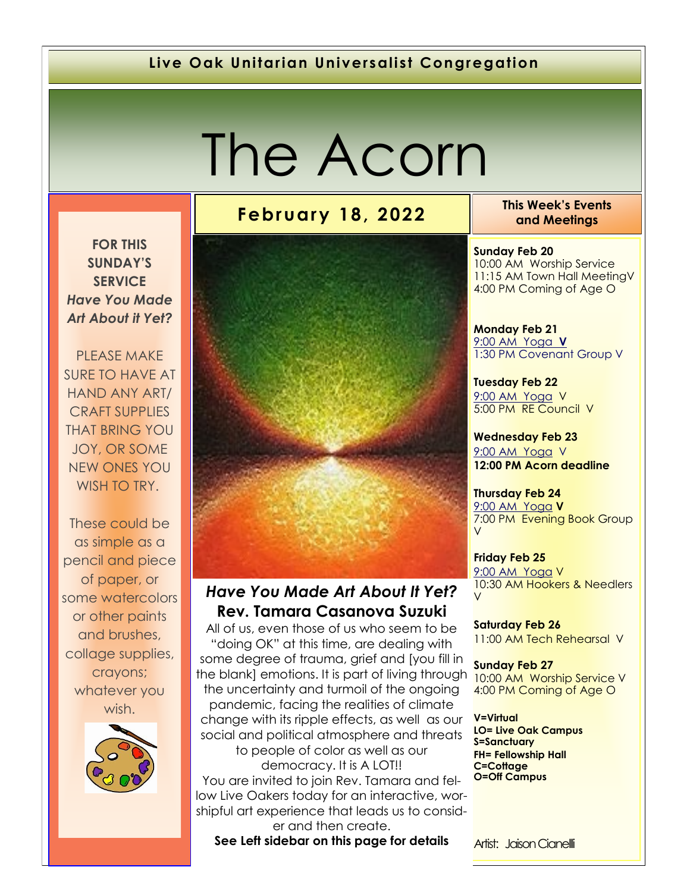Live Oak Unitarian Universalist Congregation

# The Acorn

## February 18, 2022

**FOR THIS SUNDAY'S SERVICE**
***Have You Made Art About it Yet?***

PLEASE MAKE SURE TO HAVE AT HAND ANY ART/ CRAFT SUPPLIES THAT BRING YOU JOY, OR SOME NEW ONES YOU WISH TO TRY.

These could be as simple as a pencil and piece of paper, or some watercolors or other paints and brushes, collage supplies, crayons; whatever you wish.

### *Have You Made Art About It Yet?*
### Rev. Tamara Casanova Suzuki

All of us, even those of us who seem to be "doing OK" at this time, are dealing with some degree of trauma, grief and [you fill in the blank] emotions. It is part of living through the uncertainty and turmoil of the ongoing pandemic, facing the realities of climate change with its ripple effects, as well as our social and political atmosphere and threats to people of color as well as our democracy. It is A LOT!!

You are invited to join Rev. Tamara and fellow Live Oakers today for an interactive, worshipful art experience that leads us to consider and then create.

**See Left sidebar on this page for details**

Artist: Jaison Cianelli

### This Week's Events and Meetings

**Sunday Feb 20**
10:00 AM Worship Service
11:15 AM Town Hall Meeting V
4:00 PM Coming of Age O

**Monday Feb 21**
9:00 AM Yoga **V**
1:30 PM Covenant Group V

**Tuesday Feb 22**
9:00 AM Yoga V
5:00 PM RE Council V

**Wednesday Feb 23**
9:00 AM Yoga V
**12:00 PM Acorn deadline**

**Thursday Feb 24**
9:00 AM Yoga **V**
7:00 PM Evening Book Group V

**Friday Feb 25**
9:00 AM Yoga V
10:30 AM Hookers & Needlers V

**Saturday Feb 26**
11:00 AM Tech Rehearsal V

**Sunday Feb 27**
10:00 AM Worship Service V
4:00 PM Coming of Age O

**V=Virtual**
**LO= Live Oak Campus**
**S=Sanctuary**
**FH= Fellowship Hall**
**C=Cottage**
**O=Off Campus**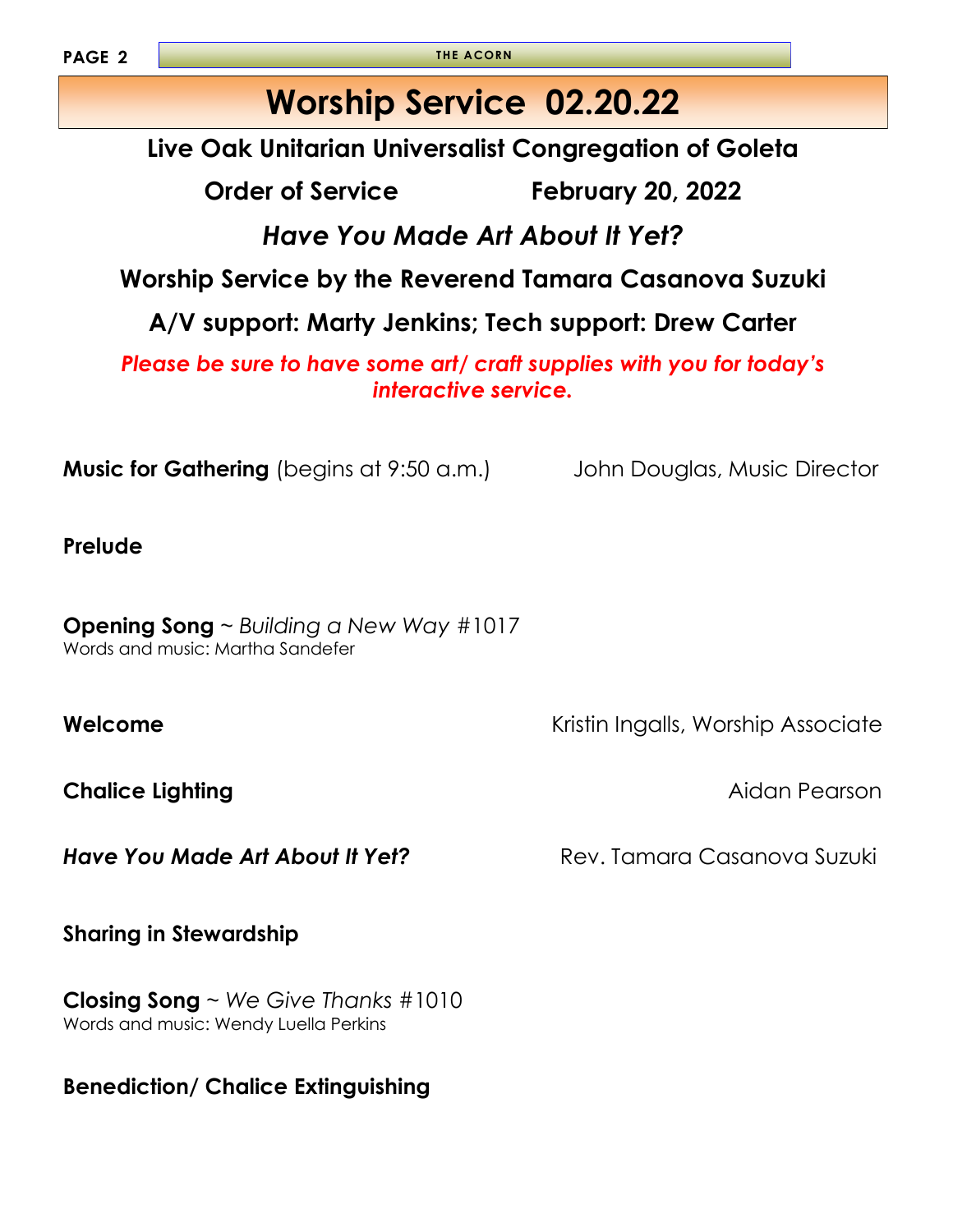# Worship Service 02.20.22

## Live Oak Unitarian Universalist Congregation of Goleta

**Order of Service February 20, 2022**

## *Have You Made Art About It Yet?*

**Worship Service by the Reverend Tamara Casanova Suzuki**

**A/V support: Marty Jenkins; Tech support: Drew Carter**

***Please be sure to have some art/ craft supplies with you for today's interactive service.***

**Music for Gathering** (begins at 9:50 a.m.) John Douglas, Music Director

**Prelude**

**Opening Song** ~ *Building a New Way* #1017
Words and music: Martha Sandefer

**Welcome** Kristin Ingalls, Worship Associate

**Chalice Lighting** Aidan Pearson

***Have You Made Art About It Yet?*** Rev. Tamara Casanova Suzuki

**Sharing in Stewardship**

**Closing Song** ~ *We Give Thanks* #1010
Words and music: Wendy Luella Perkins

**Benediction/ Chalice Extinguishing**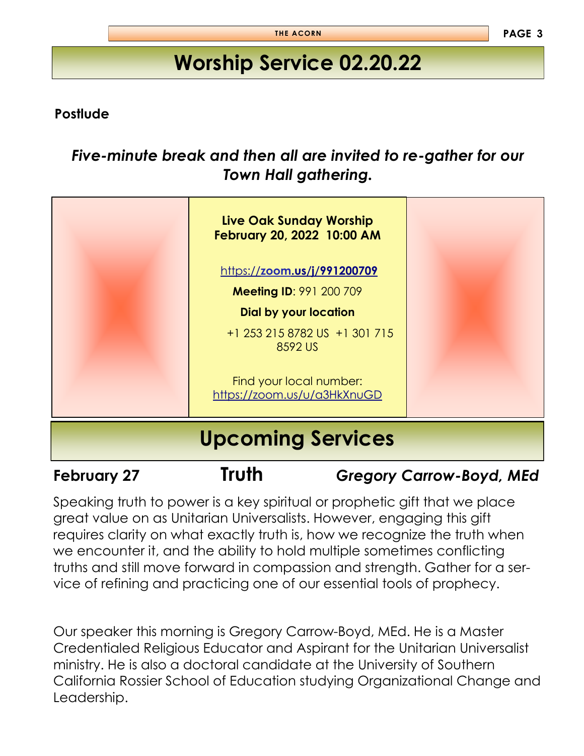# Worship Service 02.20.22

**Postlude**

***Five-minute break and then all are invited to re-gather for our Town Hall gathering.***

**Live Oak Sunday Worship**
**February 20, 2022 10:00 AM**

https://**zoom.us/j/991200709**

**Meeting ID**: 991 200 709

**Dial by your location**

+1 253 215 8782 US +1 301 715 8592 US

Find your local number: https://zoom.us/u/a3HkXnuGD

# Upcoming Services

**February 27** — **Truth** — ***Gregory Carrow-Boyd, MEd***

Speaking truth to power is a key spiritual or prophetic gift that we place great value on as Unitarian Universalists. However, engaging this gift requires clarity on what exactly truth is, how we recognize the truth when we encounter it, and the ability to hold multiple sometimes conflicting truths and still move forward in compassion and strength. Gather for a service of refining and practicing one of our essential tools of prophecy.

Our speaker this morning is Gregory Carrow-Boyd, MEd. He is a Master Credentialed Religious Educator and Aspirant for the Unitarian Universalist ministry. He is also a doctoral candidate at the University of Southern California Rossier School of Education studying Organizational Change and Leadership.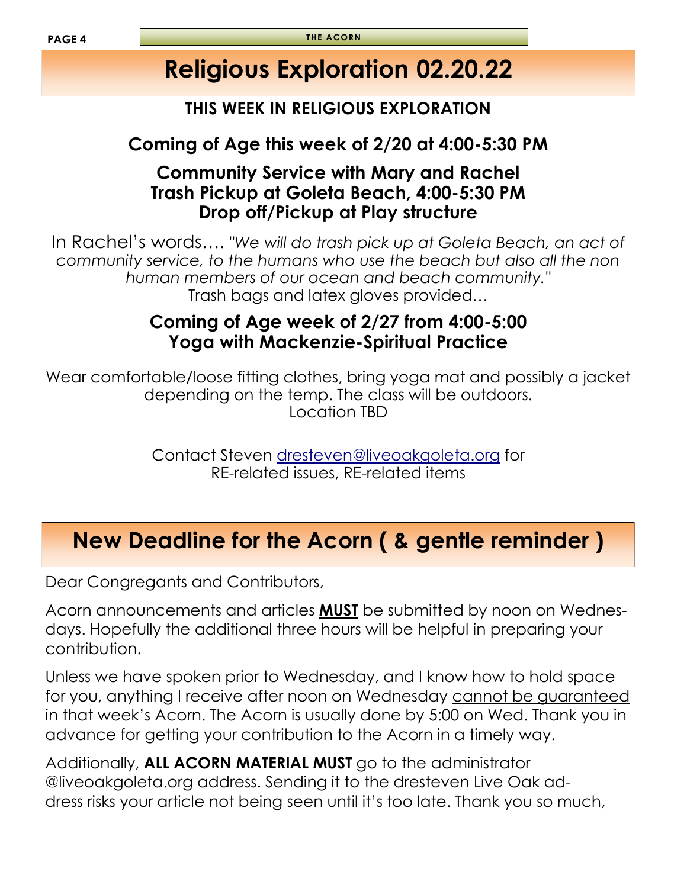# Religious Exploration 02.20.22

### THIS WEEK IN RELIGIOUS EXPLORATION

### Coming of Age this week of 2/20 at 4:00-5:30 PM

### Community Service with Mary and Rachel
### Trash Pickup at Goleta Beach, 4:00-5:30 PM
### Drop off/Pickup at Play structure

In Rachel's words…. *"We will do trash pick up at Goleta Beach, an act of community service, to the humans who use the beach but also all the non human members of our ocean and beach community."*
Trash bags and latex gloves provided…

### Coming of Age week of 2/27 from 4:00-5:00
### Yoga with Mackenzie-Spiritual Practice

Wear comfortable/loose fitting clothes, bring yoga mat and possibly a jacket depending on the temp. The class will be outdoors.
Location TBD

Contact Steven dresteven@liveoakgoleta.org for
RE-related issues, RE-related items

# New Deadline for the Acorn ( & gentle reminder )

Dear Congregants and Contributors,

Acorn announcements and articles **MUST** be submitted by noon on Wednesdays. Hopefully the additional three hours will be helpful in preparing your contribution.

Unless we have spoken prior to Wednesday, and I know how to hold space for you, anything I receive after noon on Wednesday cannot be guaranteed in that week's Acorn. The Acorn is usually done by 5:00 on Wed. Thank you in advance for getting your contribution to the Acorn in a timely way.

Additionally, **ALL ACORN MATERIAL MUST** go to the administrator @liveoakgoleta.org address. Sending it to the dresteven Live Oak address risks your article not being seen until it's too late. Thank you so much,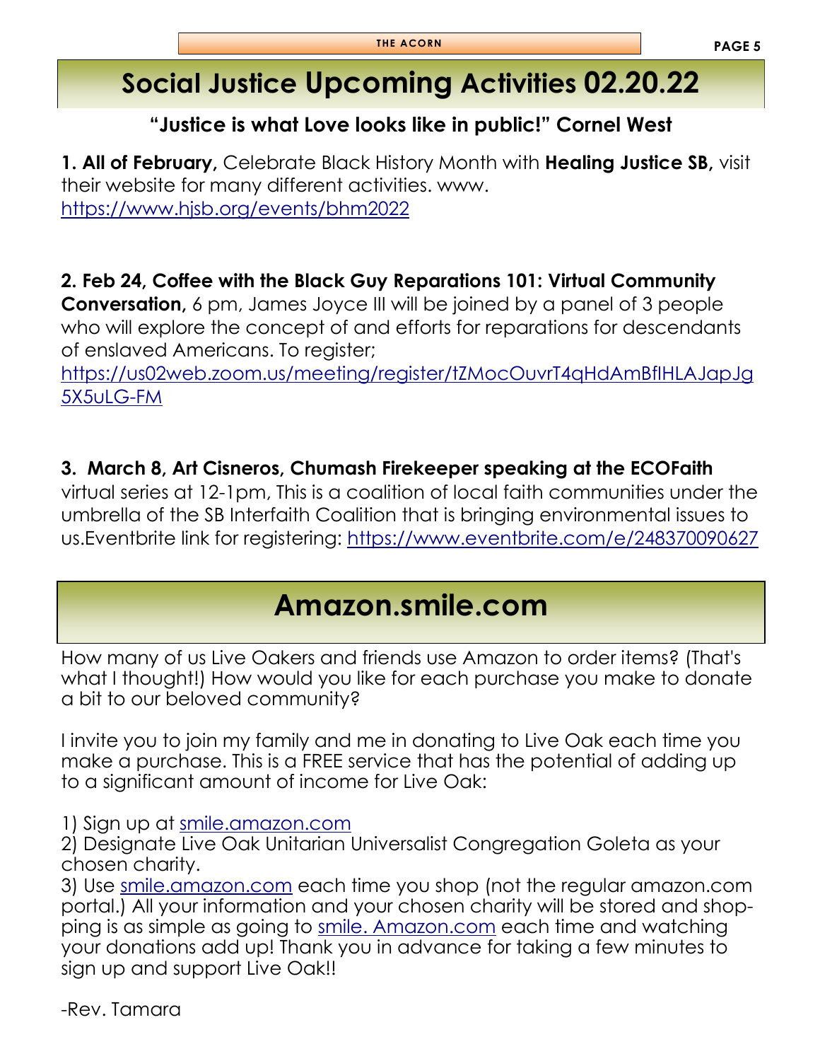# Social Justice Upcoming Activities 02.20.22

**"Justice is what Love looks like in public!" Cornel West**

**1. All of February,** Celebrate Black History Month with **Healing Justice SB,** visit their website for many different activities. www. https://www.hjsb.org/events/bhm2022

**2. Feb 24, Coffee with the Black Guy Reparations 101: Virtual Community Conversation,** 6 pm, James Joyce III will be joined by a panel of 3 people who will explore the concept of and efforts for reparations for descendants of enslaved Americans. To register; https://us02web.zoom.us/meeting/register/tZMocOuvrT4qHdAmBfIHLAJapJg5X5uLG-FM

**3. March 8, Art Cisneros, Chumash Firekeeper speaking at the ECOFaith** virtual series at 12-1pm, This is a coalition of local faith communities under the umbrella of the SB Interfaith Coalition that is bringing environmental issues to us.Eventbrite link for registering: https://www.eventbrite.com/e/248370090627

# Amazon.smile.com

How many of us Live Oakers and friends use Amazon to order items? (That's what I thought!) How would you like for each purchase you make to donate a bit to our beloved community?

I invite you to join my family and me in donating to Live Oak each time you make a purchase. This is a FREE service that has the potential of adding up to a significant amount of income for Live Oak:

1) Sign up at smile.amazon.com
2) Designate Live Oak Unitarian Universalist Congregation Goleta as your chosen charity.
3) Use smile.amazon.com each time you shop (not the regular amazon.com portal.) All your information and your chosen charity will be stored and shopping is as simple as going to smile. Amazon.com each time and watching your donations add up! Thank you in advance for taking a few minutes to sign up and support Live Oak!!

-Rev. Tamara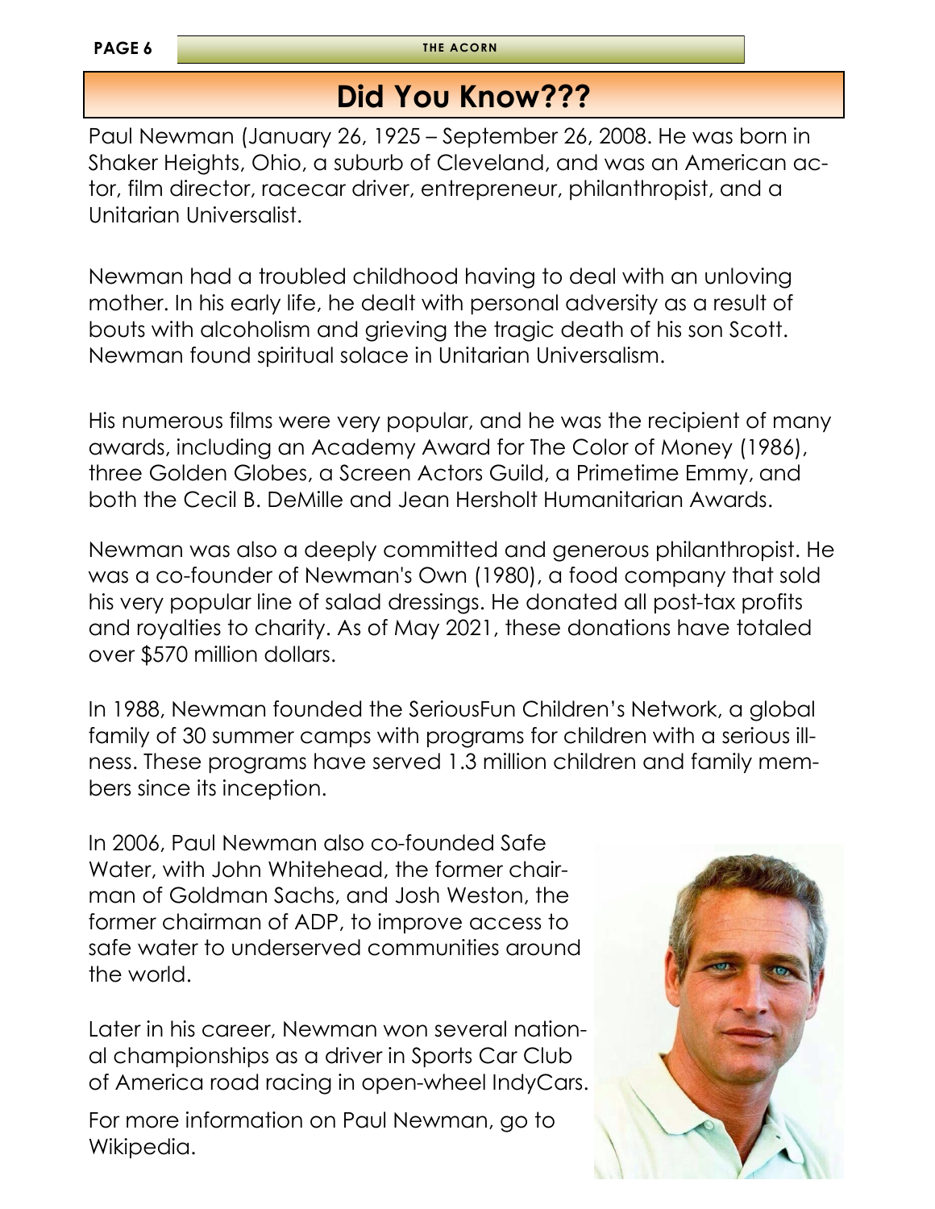# Did You Know???

Paul Newman (January 26, 1925 – September 26, 2008. He was born in Shaker Heights, Ohio, a suburb of Cleveland, and was an American actor, film director, racecar driver, entrepreneur, philanthropist, and a Unitarian Universalist.

Newman had a troubled childhood having to deal with an unloving mother. In his early life, he dealt with personal adversity as a result of bouts with alcoholism and grieving the tragic death of his son Scott. Newman found spiritual solace in Unitarian Universalism.

His numerous films were very popular, and he was the recipient of many awards, including an Academy Award for The Color of Money (1986), three Golden Globes, a Screen Actors Guild, a Primetime Emmy, and both the Cecil B. DeMille and Jean Hersholt Humanitarian Awards.

Newman was also a deeply committed and generous philanthropist. He was a co-founder of Newman's Own (1980), a food company that sold his very popular line of salad dressings. He donated all post-tax profits and royalties to charity. As of May 2021, these donations have totaled over $570 million dollars.

In 1988, Newman founded the SeriousFun Children's Network, a global family of 30 summer camps with programs for children with a serious illness. These programs have served 1.3 million children and family members since its inception.

In 2006, Paul Newman also co-founded Safe Water, with John Whitehead, the former chairman of Goldman Sachs, and Josh Weston, the former chairman of ADP, to improve access to safe water to underserved communities around the world.

Later in his career, Newman won several national championships as a driver in Sports Car Club of America road racing in open-wheel IndyCars.

For more information on Paul Newman, go to Wikipedia.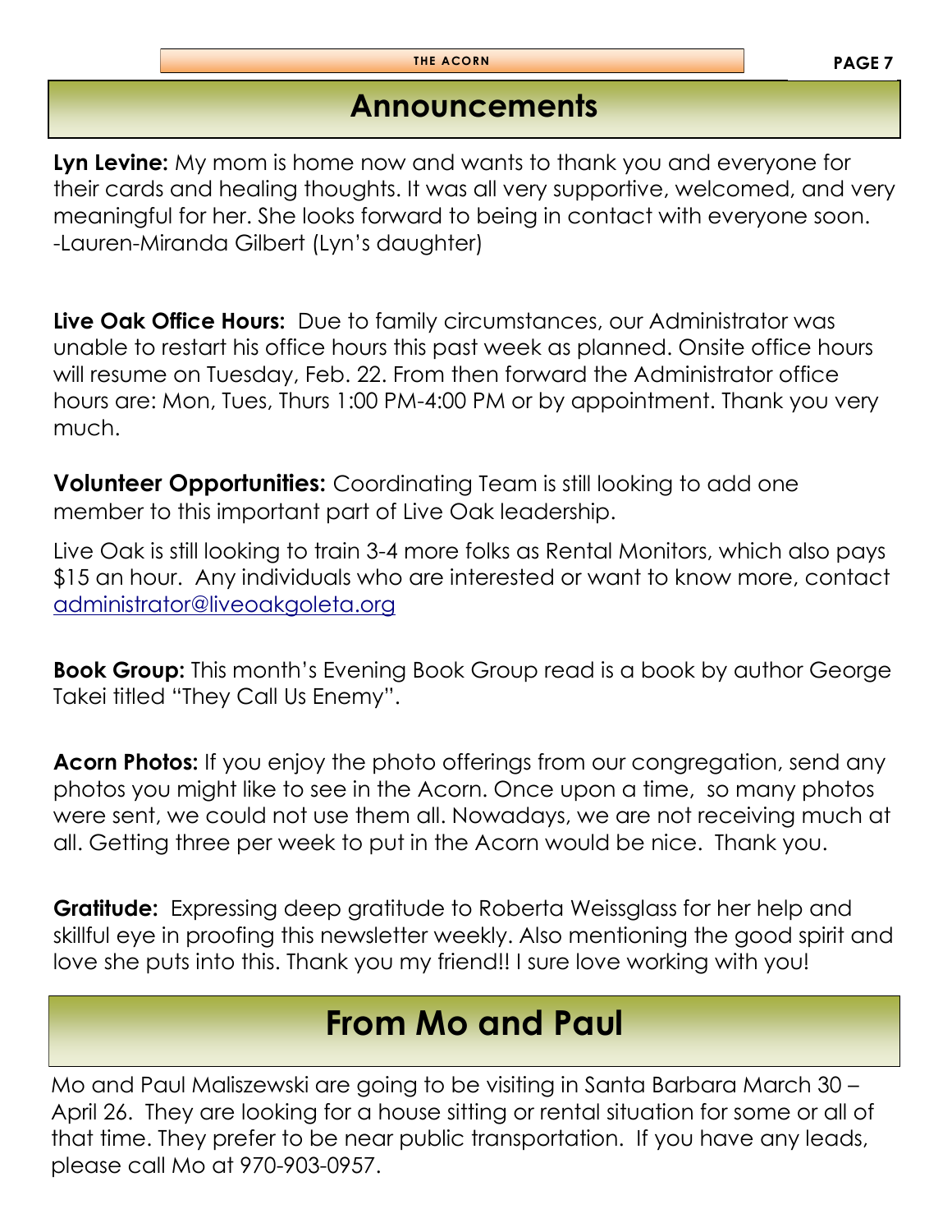## Announcements

**Lyn Levine:** My mom is home now and wants to thank you and everyone for their cards and healing thoughts. It was all very supportive, welcomed, and very meaningful for her. She looks forward to being in contact with everyone soon. -Lauren-Miranda Gilbert (Lyn's daughter)

**Live Oak Office Hours:** Due to family circumstances, our Administrator was unable to restart his office hours this past week as planned. Onsite office hours will resume on Tuesday, Feb. 22. From then forward the Administrator office hours are: Mon, Tues, Thurs 1:00 PM-4:00 PM or by appointment. Thank you very much.

**Volunteer Opportunities:** Coordinating Team is still looking to add one member to this important part of Live Oak leadership.

Live Oak is still looking to train 3-4 more folks as Rental Monitors, which also pays $15 an hour. Any individuals who are interested or want to know more, contact administrator@liveoakgoleta.org

**Book Group:** This month's Evening Book Group read is a book by author George Takei titled "They Call Us Enemy".

**Acorn Photos:** If you enjoy the photo offerings from our congregation, send any photos you might like to see in the Acorn. Once upon a time, so many photos were sent, we could not use them all. Nowadays, we are not receiving much at all. Getting three per week to put in the Acorn would be nice. Thank you.

**Gratitude:** Expressing deep gratitude to Roberta Weissglass for her help and skillful eye in proofing this newsletter weekly. Also mentioning the good spirit and love she puts into this. Thank you my friend!! I sure love working with you!

## From Mo and Paul

Mo and Paul Maliszewski are going to be visiting in Santa Barbara March 30 – April 26. They are looking for a house sitting or rental situation for some or all of that time. They prefer to be near public transportation. If you have any leads, please call Mo at 970-903-0957.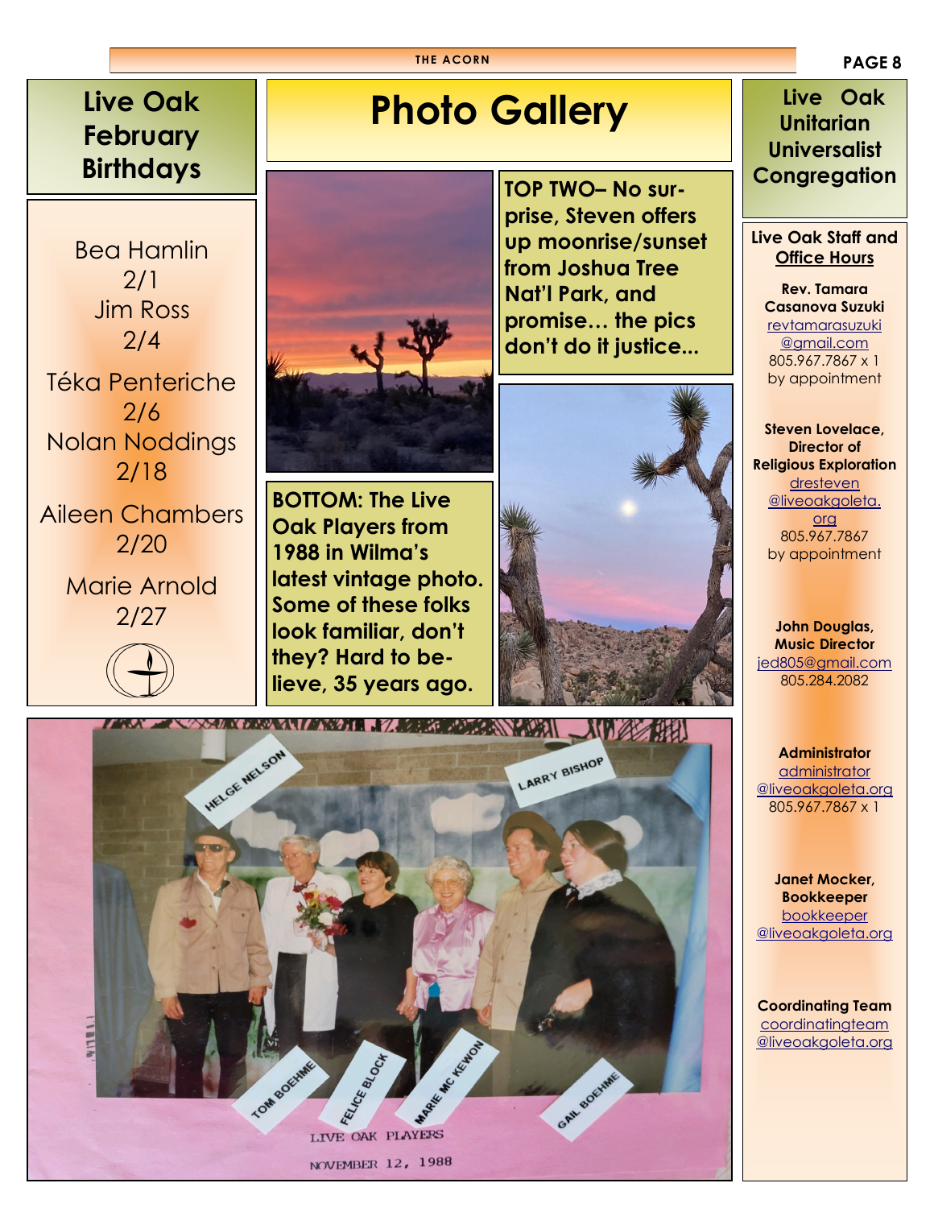## Live Oak February Birthdays

Bea Hamlin
2/1

Jim Ross
2/4

Téka Penteriche
2/6

Nolan Noddings
2/18

Aileen Chambers
2/20

Marie Arnold
2/27

# Photo Gallery

**TOP TWO– No surprise, Steven offers up moonrise/sunset from Joshua Tree Nat'l Park, and promise… the pics don't do it justice...**

**BOTTOM: The Live Oak Players from 1988 in Wilma's latest vintage photo. Some of these folks look familiar, don't they? Hard to believe, 35 years ago.**

HELGE NELSON
LARRY BISHOP
TOM BOEHME
FELICE BLOCK
MARIE MC KEWON
GAIL BOEHME
LIVE OAK PLAYERS
NOVEMBER 12, 1988

## Live Oak Unitarian Universalist Congregation

### Live Oak Staff and Office Hours

**Rev. Tamara Casanova Suzuki**
revtamarasuzuki@gmail.com
805.967.7867 x 1
by appointment

**Steven Lovelace, Director of Religious Exploration**
dresteven@liveoakgoleta.org
805.967.7867
by appointment

**John Douglas, Music Director**
jed805@gmail.com
805.284.2082

**Administrator**
administrator@liveoakgoleta.org
805.967.7867 x 1

**Janet Mocker, Bookkeeper**
bookkeeper@liveoakgoleta.org

**Coordinating Team**
coordinatingteam@liveoakgoleta.org